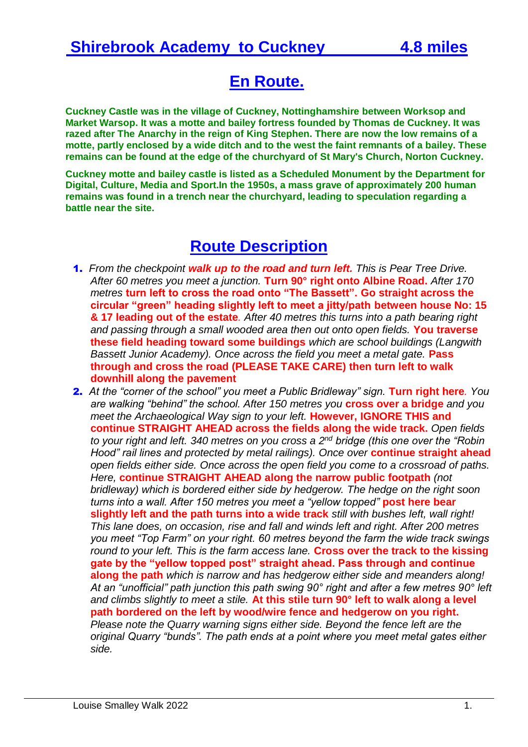# Shirebrook Academy to Cuckney 4.8 miles

## En Route.

**Cuckney Castle was in the village of Cuckney, Nottinghamshire between Worksop and Market Warsop. It was a motte and bailey fortress founded by Thomas de Cuckney. It was razed after The Anarchy in the reign of King Stephen. There are now the low remains of a motte, partly enclosed by a wide ditch and to the west the faint remnants of a bailey. These remains can be found at the edge of the churchyard of St Mary's Church, Norton Cuckney.**

**Cuckney motte and bailey castle is listed as a Scheduled Monument by the Department for Digital, Culture, Media and Sport.In the 1950s, a mass grave of approximately 200 human remains was found in a trench near the churchyard, leading to speculation regarding a battle near the site.**

## Route Description

1. *From the checkpoint* ***walk up to the road and turn left.*** *This is Pear Tree Drive. After 60 metres you meet a junction.* **Turn 90° right onto Albine Road.** *After 170 metres* **turn left to cross the road onto "The Bassett". Go straight across the circular "green" heading slightly left to meet a jitty/path between house No: 15 & 17 leading out of the estate***. After 40 metres this turns into a path bearing right and passing through a small wooded area then out onto open fields.* **You traverse these field heading toward some buildings** *which are school buildings (Langwith Bassett Junior Academy). Once across the field you meet a metal gate.* **Pass through and cross the road (PLEASE TAKE CARE) then turn left to walk downhill along the pavement**
2. *At the "corner of the school" you meet a Public Bridleway" sign.* **Turn right here***. You are walking "behind" the school. After 150 metres you* **cross over a bridge** *and you meet the Archaeological Way sign to your left.* **However, IGNORE THIS and continue STRAIGHT AHEAD across the fields along the wide track.** *Open fields to your right and left. 340 metres on you cross a 2nd bridge (this one over the "Robin Hood" rail lines and protected by metal railings). Once over* **continue straight ahead** *open fields either side. Once across the open field you come to a crossroad of paths. Here,* **continue STRAIGHT AHEAD along the narrow public footpath** *(not bridleway) which is bordered either side by hedgerow. The hedge on the right soon turns into a wall. After 150 metres you meet a "yellow topped"* **post here bear slightly left and the path turns into a wide track** *still with bushes left, wall right! This lane does, on occasion, rise and fall and winds left and right. After 200 metres you meet "Top Farm" on your right. 60 metres beyond the farm the wide track swings round to your left. This is the farm access lane.* **Cross over the track to the kissing gate by the "yellow topped post" straight ahead. Pass through and continue along the path** *which is narrow and has hedgerow either side and meanders along! At an "unofficial" path junction this path swing 90° right and after a few metres 90° left and climbs slightly to meet a stile.* **At this stile turn 90° left to walk along a level path bordered on the left by wood/wire fence and hedgerow on you right.** *Please note the Quarry warning signs either side. Beyond the fence left are the original Quarry "bunds". The path ends at a point where you meet metal gates either side.*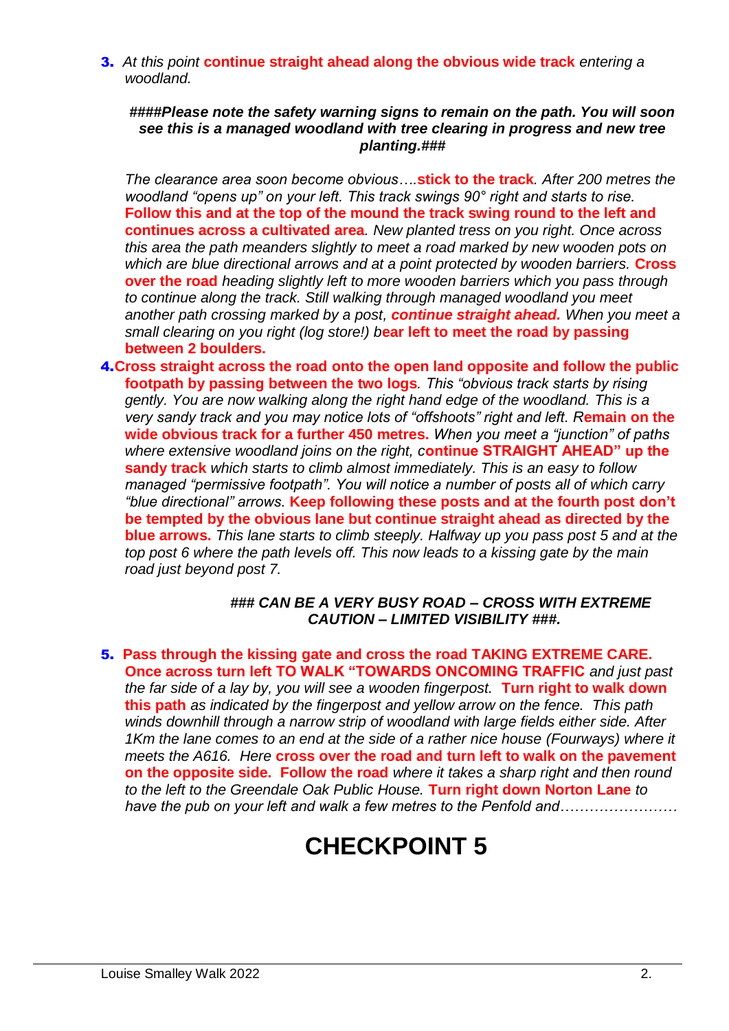3. *At this point* **continue straight ahead along the obvious wide track** *entering a woodland.*

***####Please note the safety warning signs to remain on the path. You will soon see this is a managed woodland with tree clearing in progress and new tree planting.###***

*The clearance area soon become obvious….* **stick to the track**. *After 200 metres the woodland "opens up" on your left. This track swings 90° right and starts to rise.* **Follow this and at the top of the mound the track swing round to the left and continues across a cultivated area**. *New planted tress on you right. Once across this area the path meanders slightly to meet a road marked by new wooden pots on which are blue directional arrows and at a point protected by wooden barriers.* **Cross over the road** *heading slightly left to more wooden barriers which you pass through to continue along the track. Still walking through managed woodland you meet another path crossing marked by a post,* ***continue straight ahead.*** *When you meet a small clearing on you right (log store!) b***ear left to meet the road by passing between 2 boulders.**

4. **Cross straight across the road onto the open land opposite and follow the public footpath by passing between the two logs**. *This "obvious track starts by rising gently. You are now walking along the right hand edge of the woodland. This is a very sandy track and you may notice lots of "offshoots" right and left. R***emain on the wide obvious track for a further 450 metres.** *When you meet a "junction" of paths where extensive woodland joins on the right, c***ontinue STRAIGHT AHEAD" up the sandy track** *which starts to climb almost immediately. This is an easy to follow managed "permissive footpath". You will notice a number of posts all of which carry "blue directional" arrows.* **Keep following these posts and at the fourth post don't be tempted by the obvious lane but continue straight ahead as directed by the blue arrows.** *This lane starts to climb steeply. Halfway up you pass post 5 and at the top post 6 where the path levels off. This now leads to a kissing gate by the main road just beyond post 7.*

***### CAN BE A VERY BUSY ROAD – CROSS WITH EXTREME CAUTION – LIMITED VISIBILITY ###.***

5. **Pass through the kissing gate and cross the road TAKING EXTREME CARE. Once across turn left TO WALK "TOWARDS ONCOMING TRAFFIC** *and just past the far side of a lay by, you will see a wooden fingerpost.* **Turn right to walk down this path** *as indicated by the fingerpost and yellow arrow on the fence. This path winds downhill through a narrow strip of woodland with large fields either side. After 1Km the lane comes to an end at the side of a rather nice house (Fourways) where it meets the A616. Here* **cross over the road and turn left to walk on the pavement on the opposite side. Follow the road** *where it takes a sharp right and then round to the left to the Greendale Oak Public House.* **Turn right down Norton Lane** *to have the pub on your left and walk a few metres to the Penfold and……………………*

# CHECKPOINT 5